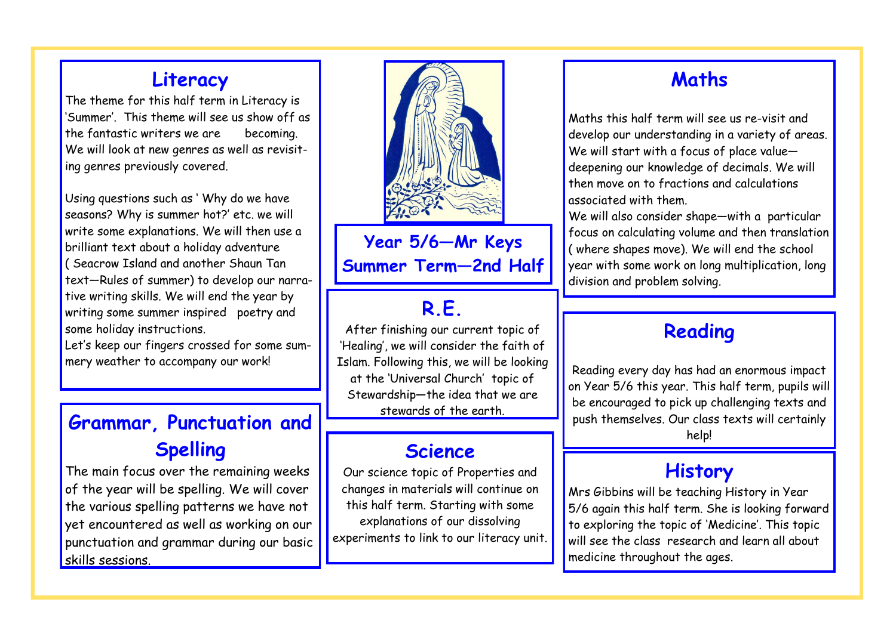# Year 5/6—Mr Keys Summer Term—2nd Half

## Literacy

The theme for this half term in Literacy is 'Summer'. This theme will see us show off as the fantastic writers we are becoming. We will look at new genres as well as revisiting genres previously covered.

Using questions such as ' Why do we have seasons? Why is summer hot?' etc. we will write some explanations. We will then use a brilliant text about a holiday adventure ( Seacrow Island and another Shaun Tan text—Rules of summer) to develop our narrative writing skills. We will end the year by writing some summer inspired poetry and some holiday instructions.

Let's keep our fingers crossed for some summery weather to accompany our work!

## Grammar, Punctuation and Spelling

The main focus over the remaining weeks of the year will be spelling. We will cover the various spelling patterns we have not yet encountered as well as working on our punctuation and grammar during our basic skills sessions.

## R.E.

After finishing our current topic of 'Healing', we will consider the faith of Islam. Following this, we will be looking at the 'Universal Church' topic of Stewardship—the idea that we are stewards of the earth.

## Science

Our science topic of Properties and changes in materials will continue on this half term. Starting with some explanations of our dissolving experiments to link to our literacy unit.

## Maths

Maths this half term will see us re-visit and develop our understanding in a variety of areas. We will start with a focus of place value—deepening our knowledge of decimals. We will then move on to fractions and calculations associated with them.

We will also consider shape—with a particular focus on calculating volume and then translation ( where shapes move). We will end the school year with some work on long multiplication, long division and problem solving.

## Reading

Reading every day has had an enormous impact on Year 5/6 this year. This half term, pupils will be encouraged to pick up challenging texts and push themselves. Our class texts will certainly help!

## History

Mrs Gibbins will be teaching History in Year 5/6 again this half term. She is looking forward to exploring the topic of 'Medicine'. This topic will see the class research and learn all about medicine throughout the ages.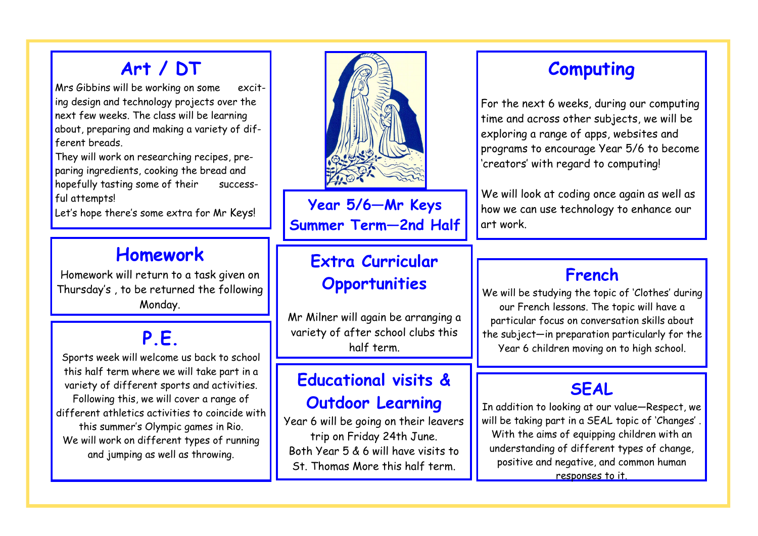# Year 5/6—Mr Keys
## Summer Term—2nd Half

## Art / DT

Mrs Gibbins will be working on some exciting design and technology projects over the next few weeks. The class will be learning about, preparing and making a variety of different breads.

They will work on researching recipes, preparing ingredients, cooking the bread and hopefully tasting some of their successful attempts!

Let's hope there's some extra for Mr Keys!

## Homework

Homework will return to a task given on Thursday's , to be returned the following Monday.

## P.E.

Sports week will welcome us back to school this half term where we will take part in a variety of different sports and activities. Following this, we will cover a range of different athletics activities to coincide with this summer's Olympic games in Rio.

We will work on different types of running and jumping as well as throwing.

## Extra Curricular Opportunities

Mr Milner will again be arranging a variety of after school clubs this half term.

## Educational visits & Outdoor Learning

Year 6 will be going on their leavers trip on Friday 24th June.

Both Year 5 & 6 will have visits to St. Thomas More this half term.

## Computing

For the next 6 weeks, during our computing time and across other subjects, we will be exploring a range of apps, websites and programs to encourage Year 5/6 to become 'creators' with regard to computing!

We will look at coding once again as well as how we can use technology to enhance our art work.

## French

We will be studying the topic of 'Clothes' during our French lessons. The topic will have a particular focus on conversation skills about the subject—in preparation particularly for the Year 6 children moving on to high school.

## SEAL

In addition to looking at our value—Respect, we will be taking part in a SEAL topic of 'Changes' . With the aims of equipping children with an understanding of different types of change, positive and negative, and common human responses to it.